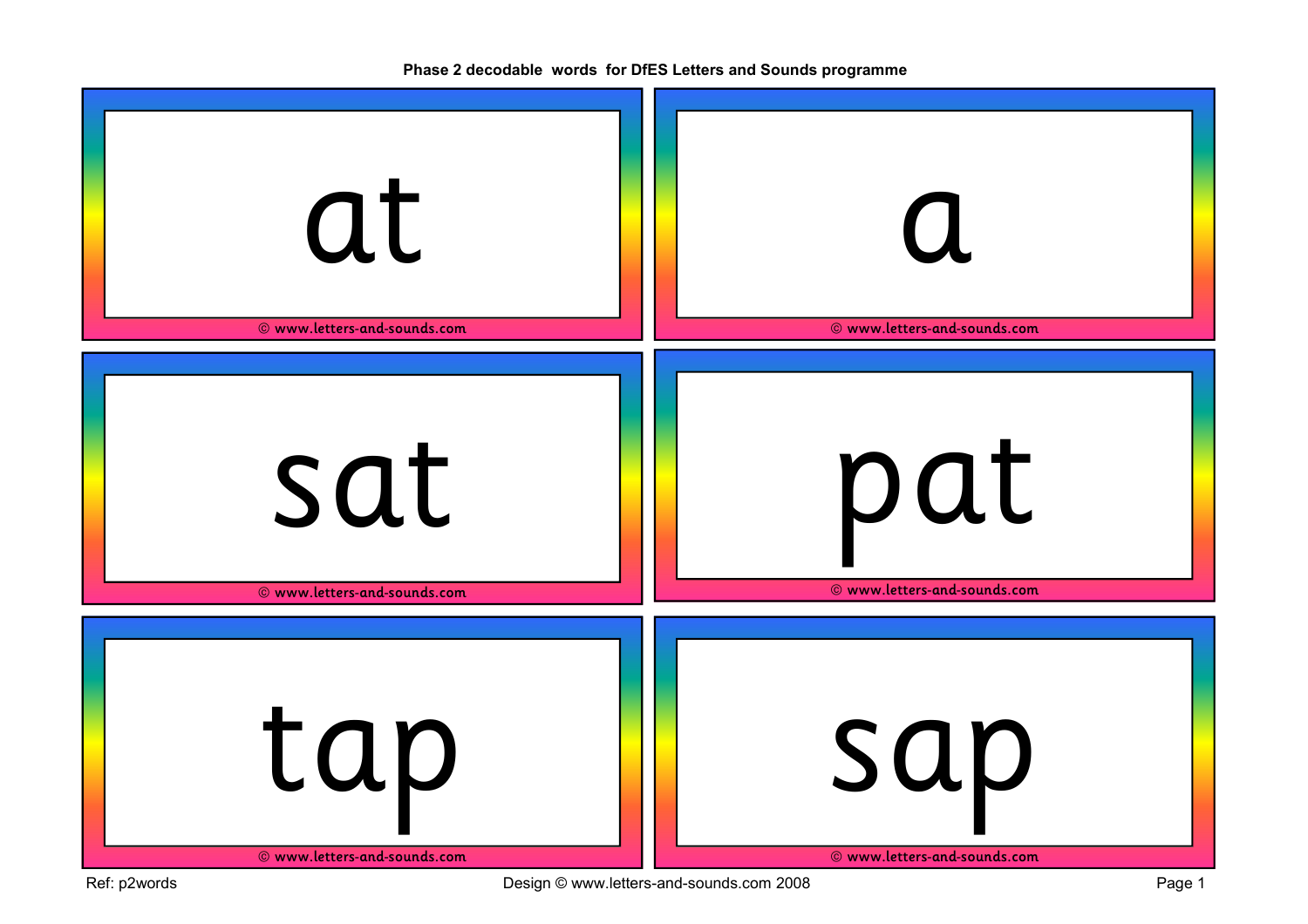**Phase 2 decodable words for DfES Letters and Sounds programme**

at

© www.letters-and-sounds.com

a

© www.letters-and-sounds.com

sat

© www.letters-and-sounds.com

pat

© www.letters-and-sounds.com

tap

© www.letters-and-sounds.com

sap

© www.letters-and-sounds.com

Ref: p2words

Design © www.letters-and-sounds.com 2008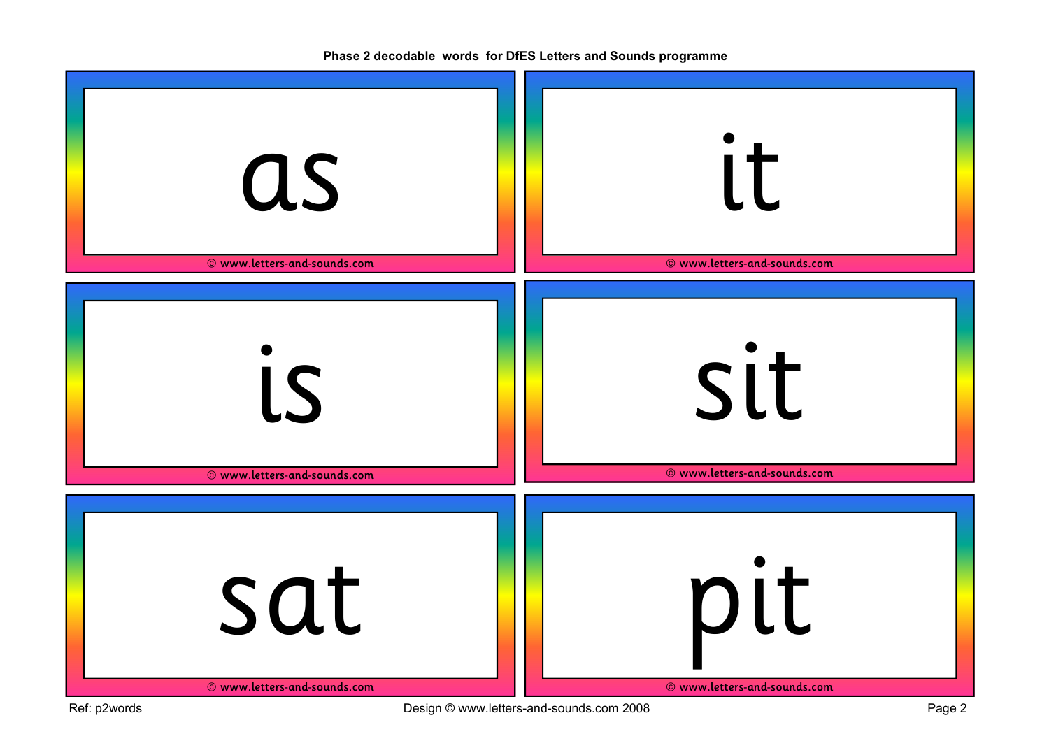**Phase 2 decodable words for DfES Letters and Sounds programme**

as

© www.letters-and-sounds.com

it

© www.letters-and-sounds.com

is

© www.letters-and-sounds.com

sit

© www.letters-and-sounds.com

sat

© www.letters-and-sounds.com

pit

© www.letters-and-sounds.com

Ref: p2words

Design © www.letters-and-sounds.com 2008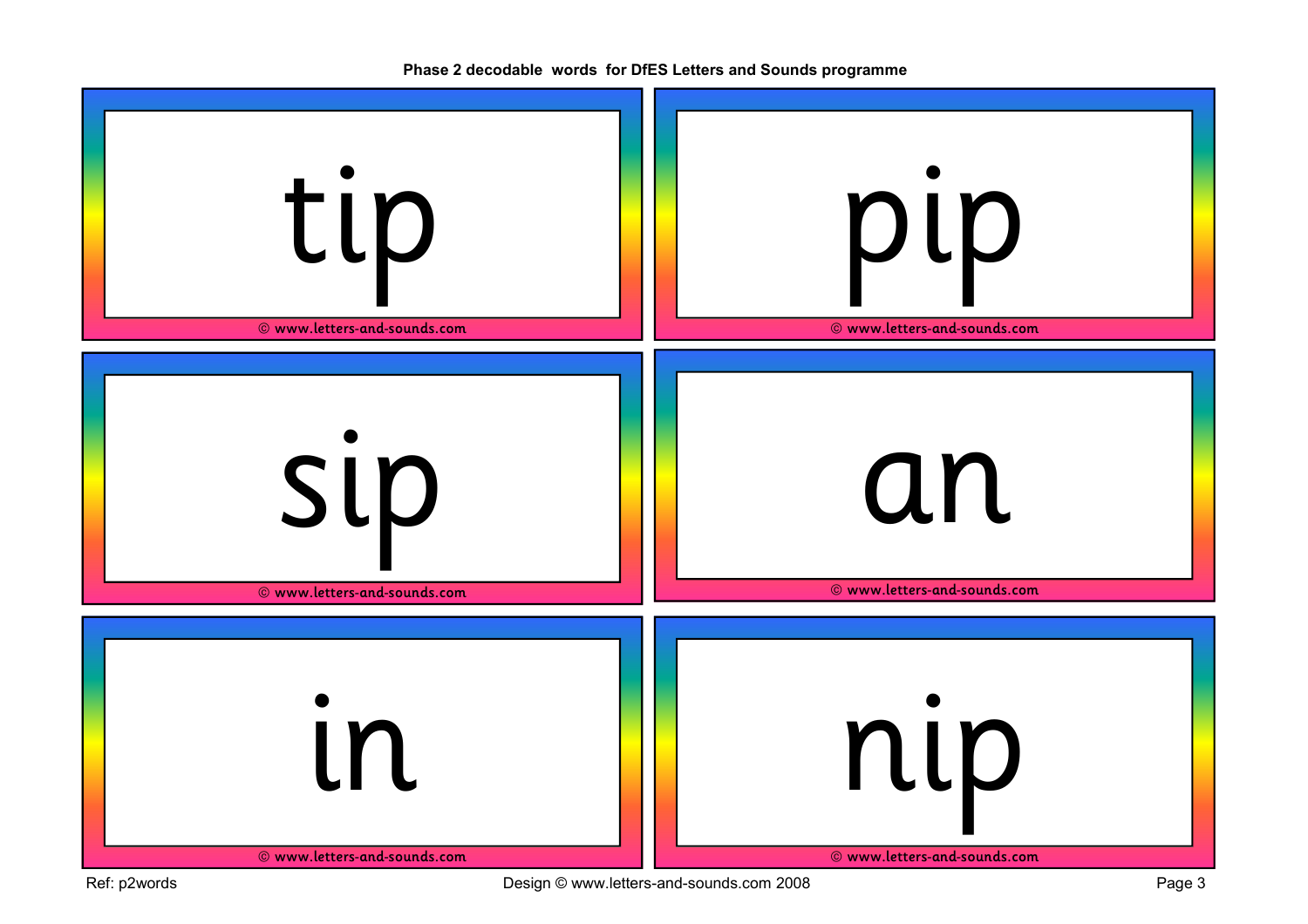Phase 2 decodable words for DfES Letters and Sounds programme

tip

© www.letters-and-sounds.com

pip

© www.letters-and-sounds.com

sip

© www.letters-and-sounds.com

an

© www.letters-and-sounds.com

in

© www.letters-and-sounds.com

nip

© www.letters-and-sounds.com

Ref: p2words

Design © www.letters-and-sounds.com 2008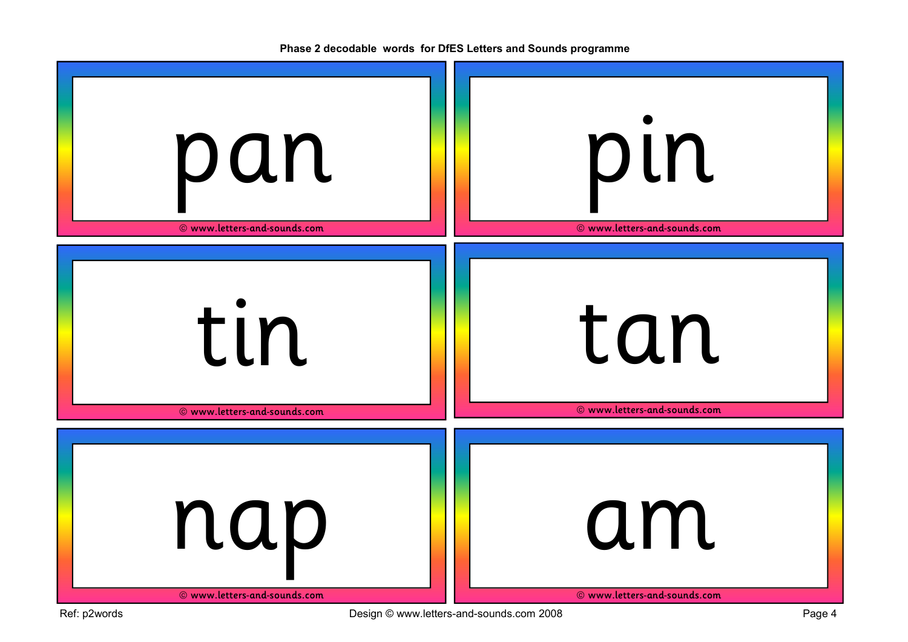**Phase 2 decodable words for DfES Letters and Sounds programme**

pan

© www.letters-and-sounds.com

pin

© www.letters-and-sounds.com

tin

© www.letters-and-sounds.com

tan

© www.letters-and-sounds.com

nap

© www.letters-and-sounds.com

am

© www.letters-and-sounds.com

Ref: p2words

Design © www.letters-and-sounds.com 2008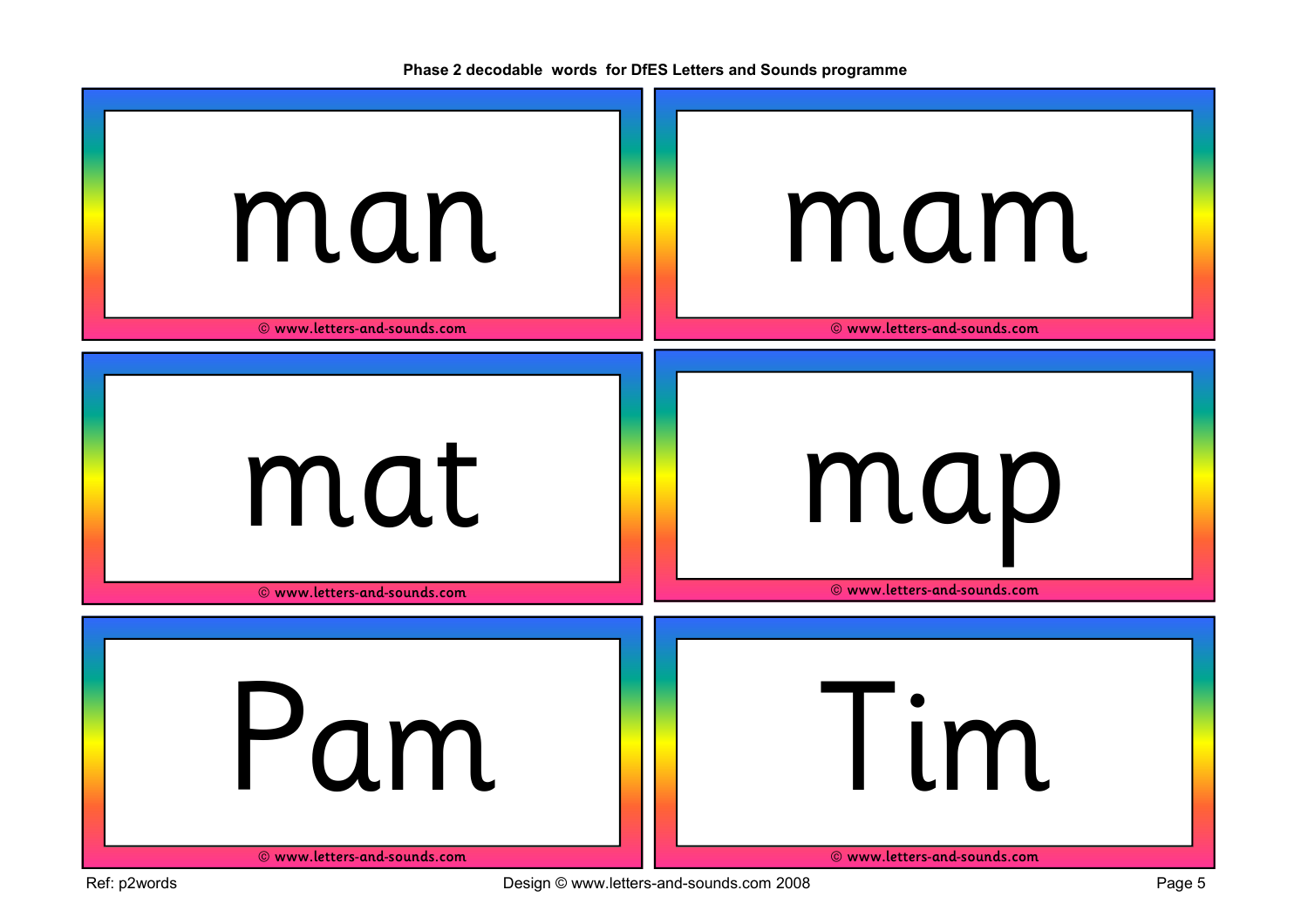**Phase 2 decodable words for DfES Letters and Sounds programme**

man

© www.letters-and-sounds.com

mam

© www.letters-and-sounds.com

mat

© www.letters-and-sounds.com

map

© www.letters-and-sounds.com

Pam

© www.letters-and-sounds.com

Tim

© www.letters-and-sounds.com

Ref: p2words

Design © www.letters-and-sounds.com 2008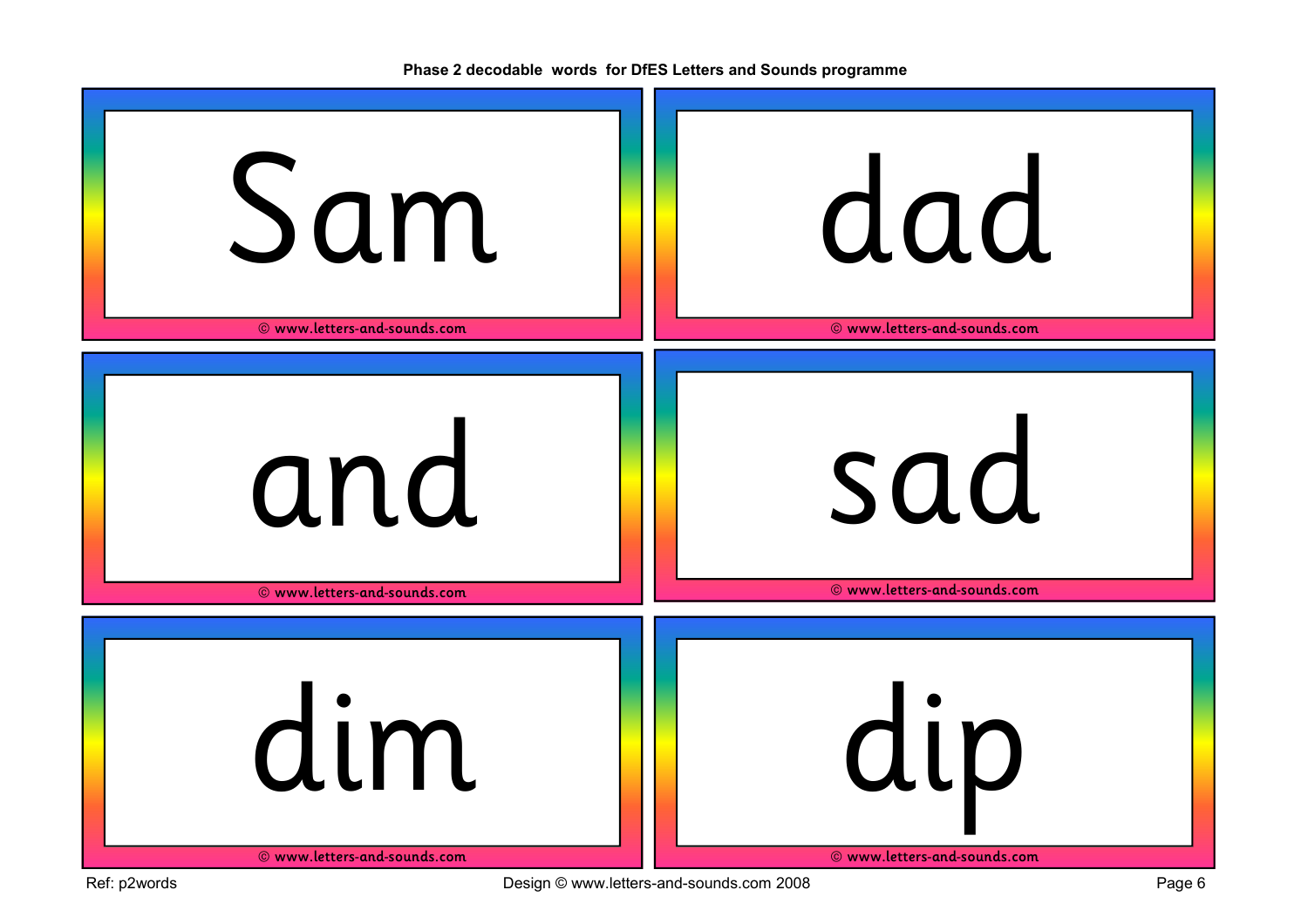Phase 2 decodable words for DfES Letters and Sounds programme

# Sam

© www.letters-and-sounds.com

# dad

© www.letters-and-sounds.com

# and

© www.letters-and-sounds.com

# sad

© www.letters-and-sounds.com

# dim

© www.letters-and-sounds.com

# dip

© www.letters-and-sounds.com

Ref: p2words

Design © www.letters-and-sounds.com 2008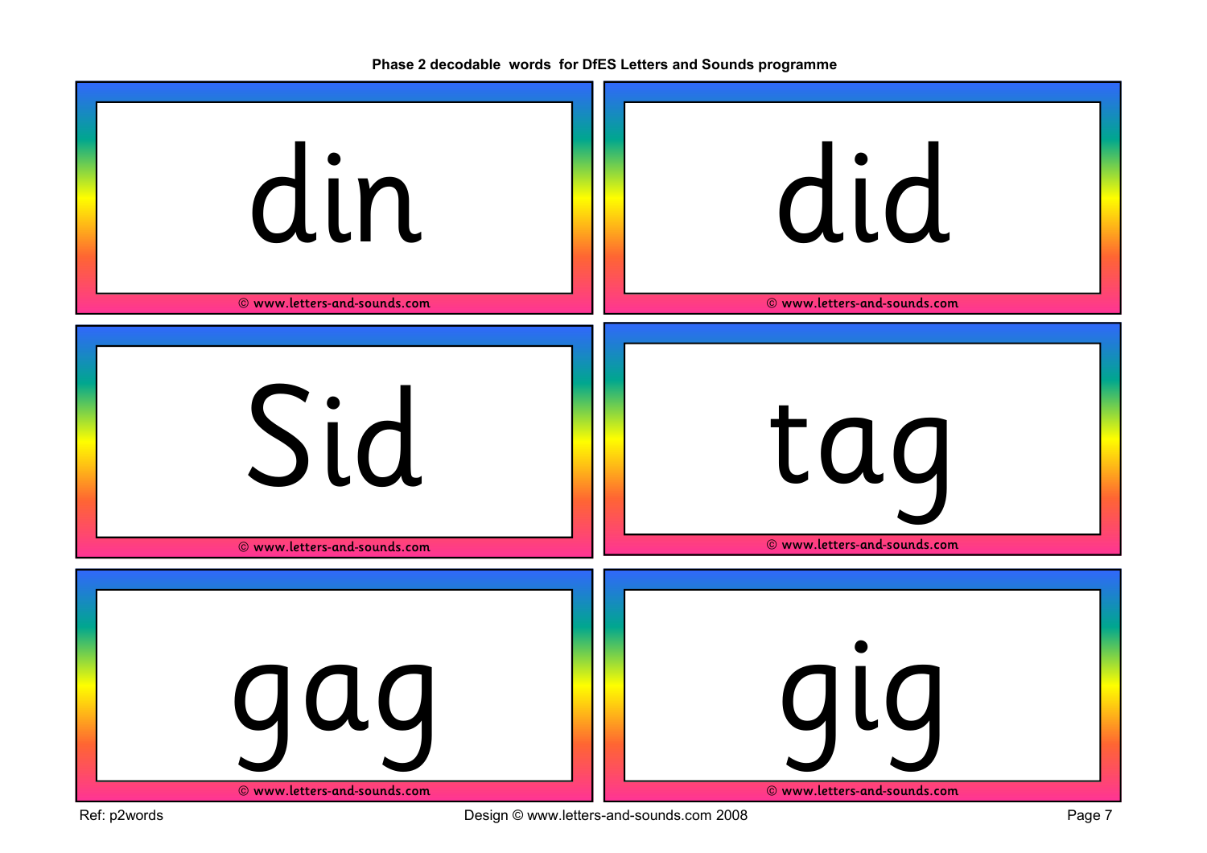Phase 2 decodable words for DfES Letters and Sounds programme

din

© www.letters-and-sounds.com

did

© www.letters-and-sounds.com

Sid

© www.letters-and-sounds.com

tag

© www.letters-and-sounds.com

gag

© www.letters-and-sounds.com

gig

© www.letters-and-sounds.com

Ref: p2words

Design © www.letters-and-sounds.com 2008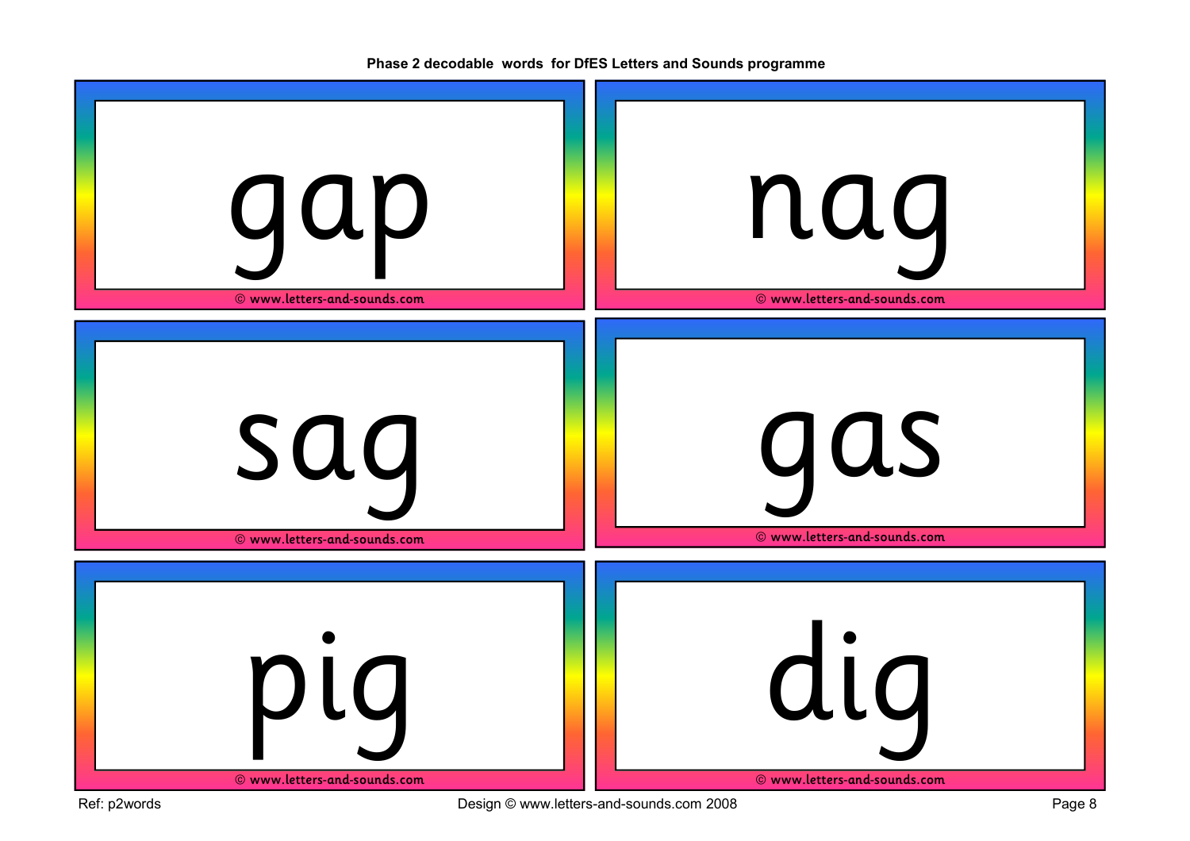**Phase 2 decodable words for DfES Letters and Sounds programme**

# gap

© www.letters-and-sounds.com

# nag

© www.letters-and-sounds.com

# sag

© www.letters-and-sounds.com

# gas

© www.letters-and-sounds.com

# pig

© www.letters-and-sounds.com

# dig

© www.letters-and-sounds.com

Ref: p2words

Design © www.letters-and-sounds.com 2008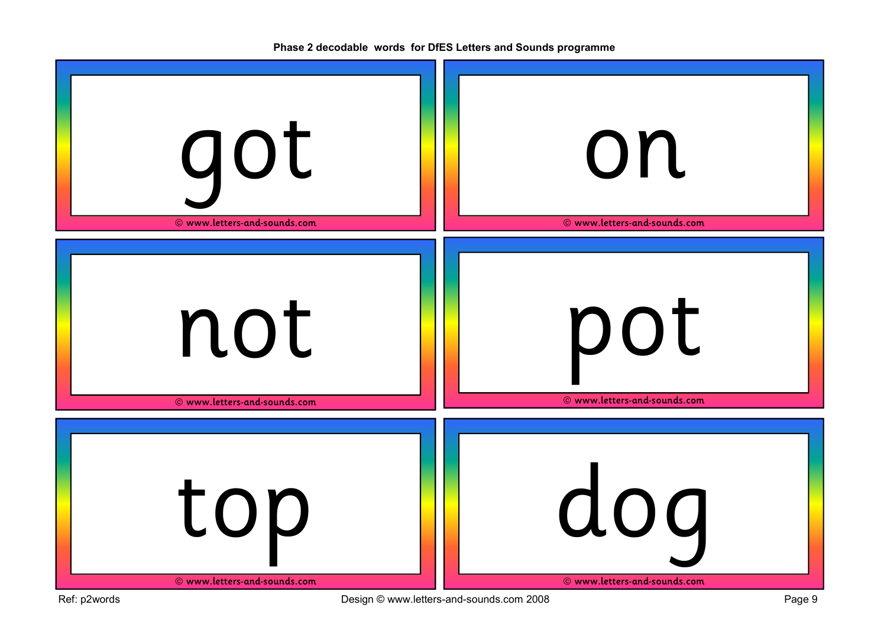**Phase 2 decodable words for DfES Letters and Sounds programme**

# got

© www.letters-and-sounds.com

# on

© www.letters-and-sounds.com

# not

© www.letters-and-sounds.com

# pot

© www.letters-and-sounds.com

# top

© www.letters-and-sounds.com

# dog

© www.letters-and-sounds.com

Ref: p2words

Design © www.letters-and-sounds.com 2008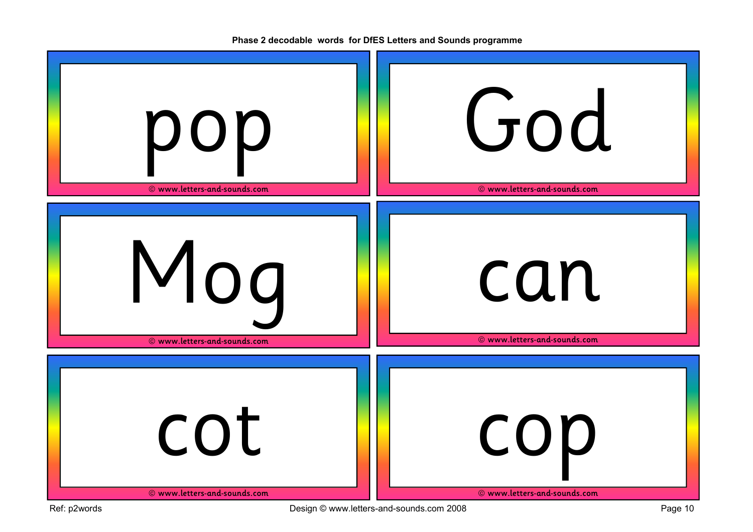**Phase 2 decodable words for DfES Letters and Sounds programme**

pop

© www.letters-and-sounds.com

God

© www.letters-and-sounds.com

Mog

© www.letters-and-sounds.com

can

© www.letters-and-sounds.com

cot

© www.letters-and-sounds.com

cop

© www.letters-and-sounds.com

Ref: p2words

Design © www.letters-and-sounds.com 2008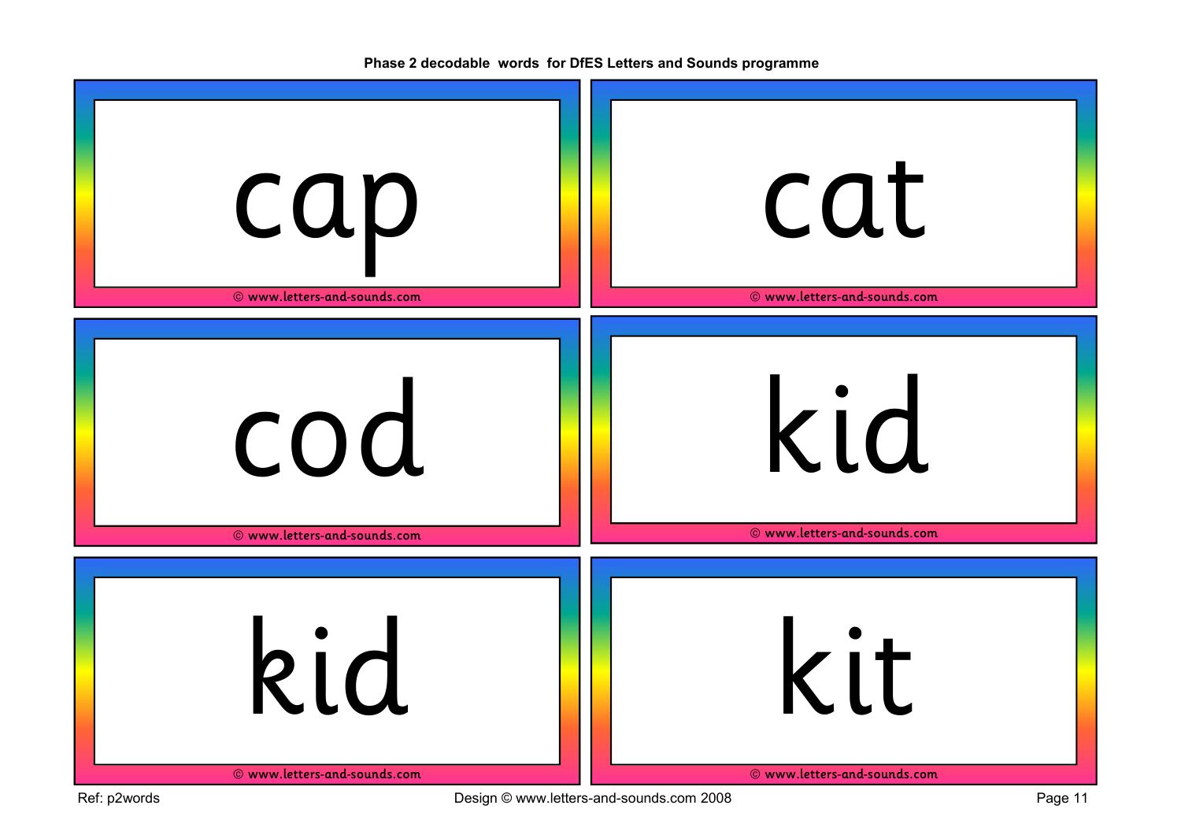**Phase 2 decodable words for DfES Letters and Sounds programme**

cap

© www.letters-and-sounds.com

cat

© www.letters-and-sounds.com

cod

© www.letters-and-sounds.com

kid

© www.letters-and-sounds.com

kid

© www.letters-and-sounds.com

kit

© www.letters-and-sounds.com

Ref: p2words

Design © www.letters-and-sounds.com 2008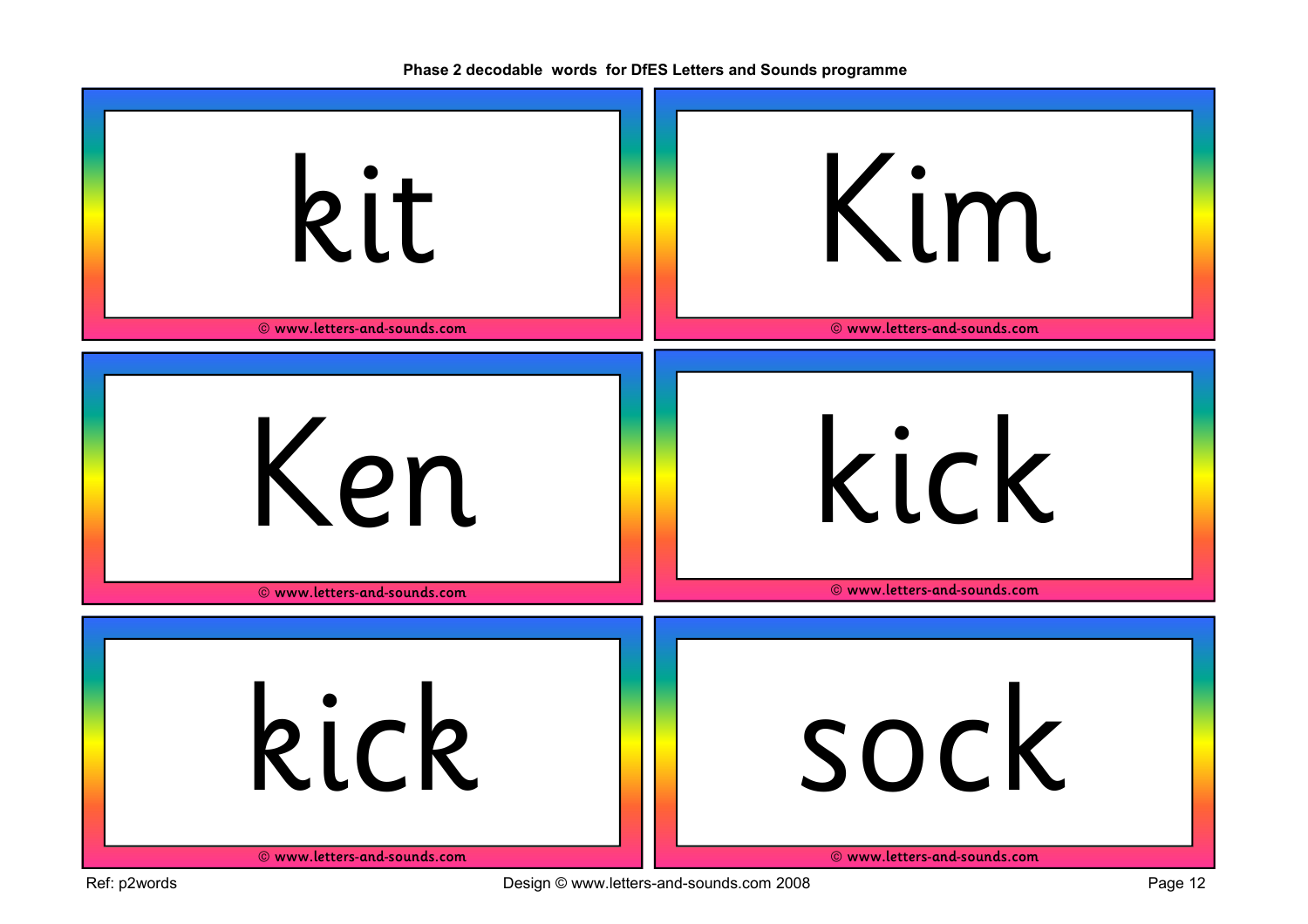Phase 2 decodable words for DfES Letters and Sounds programme

kit

© www.letters-and-sounds.com

Kim

© www.letters-and-sounds.com

Ken

© www.letters-and-sounds.com

kick

© www.letters-and-sounds.com

kick

© www.letters-and-sounds.com

sock

© www.letters-and-sounds.com

Ref: p2words

Design © www.letters-and-sounds.com 2008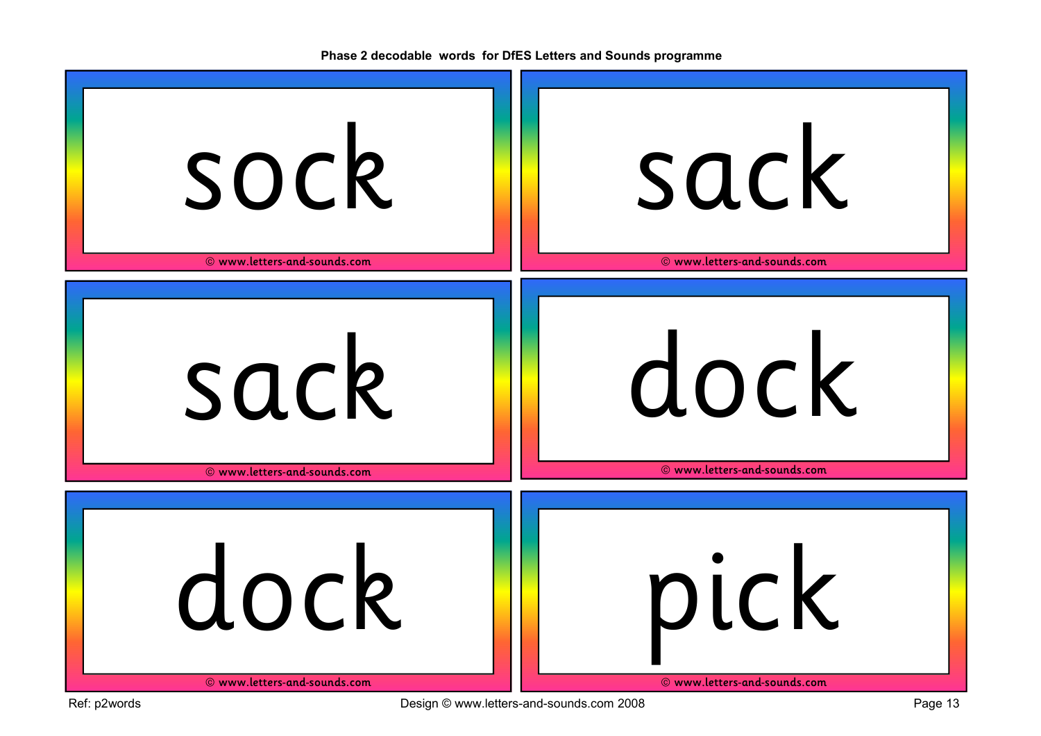Phase 2 decodable words for DfES Letters and Sounds programme

sock

© www.letters-and-sounds.com

sack

© www.letters-and-sounds.com

sack

© www.letters-and-sounds.com

dock

© www.letters-and-sounds.com

dock

© www.letters-and-sounds.com

pick

© www.letters-and-sounds.com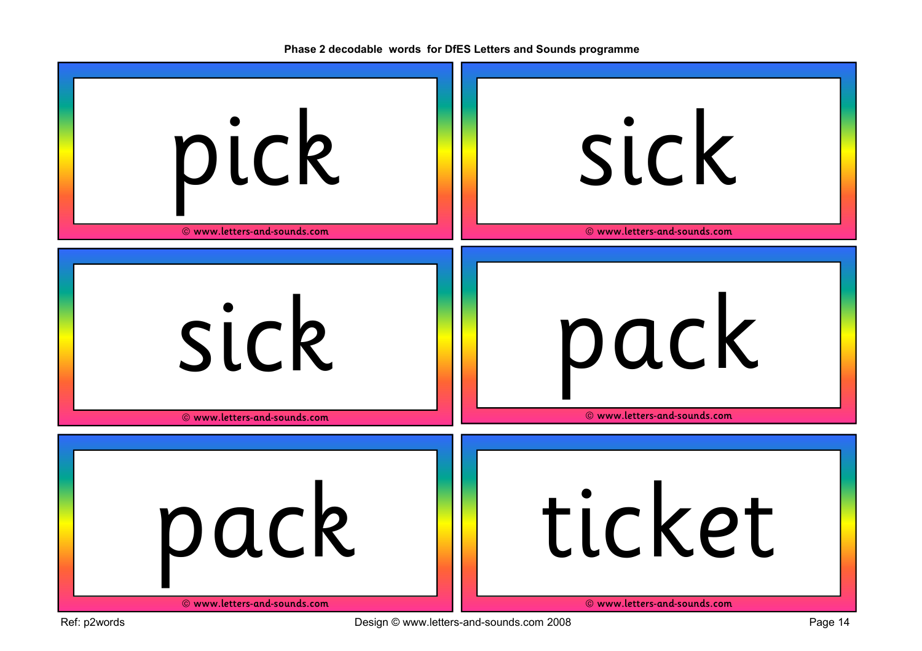**Phase 2 decodable words for DfES Letters and Sounds programme**

pick

© www.letters-and-sounds.com

sick

© www.letters-and-sounds.com

sick

© www.letters-and-sounds.com

pack

© www.letters-and-sounds.com

pack

© www.letters-and-sounds.com

ticket

© www.letters-and-sounds.com

Ref: p2words

Design © www.letters-and-sounds.com 2008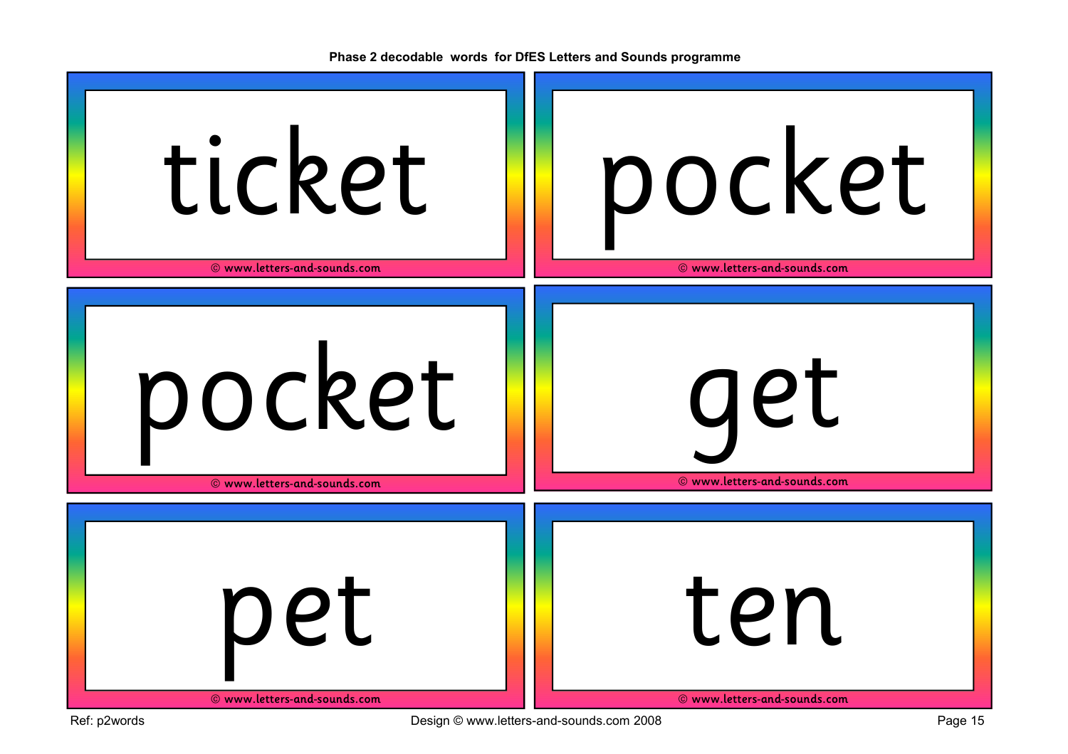**Phase 2 decodable words for DfES Letters and Sounds programme**

ticket

© www.letters-and-sounds.com

pocket

© www.letters-and-sounds.com

pocket

© www.letters-and-sounds.com

get

© www.letters-and-sounds.com

pet

© www.letters-and-sounds.com

ten

© www.letters-and-sounds.com

Ref: p2words

Design © www.letters-and-sounds.com 2008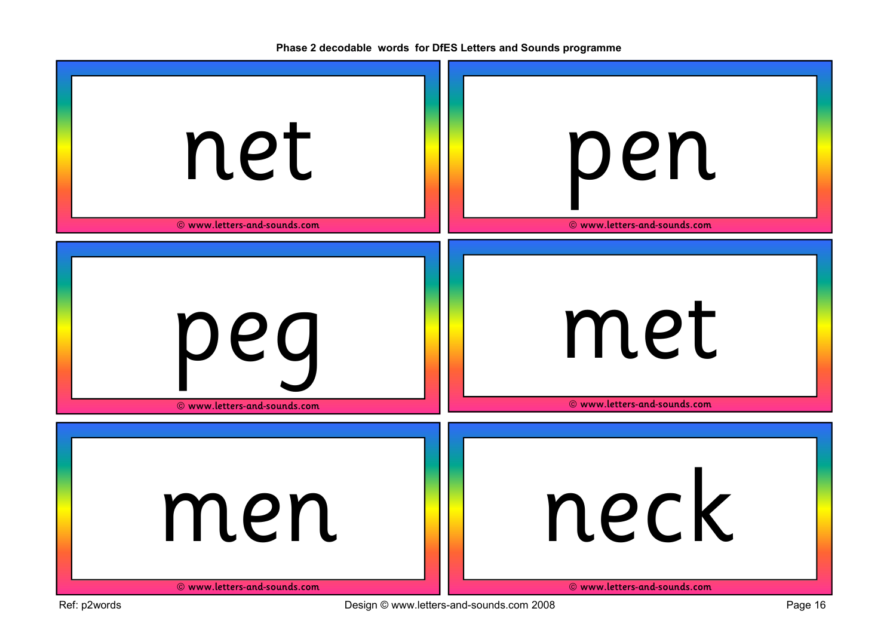Phase 2 decodable words for DfES Letters and Sounds programme

net

© www.letters-and-sounds.com

pen

© www.letters-and-sounds.com

peg

© www.letters-and-sounds.com

met

© www.letters-and-sounds.com

men

© www.letters-and-sounds.com

neck

© www.letters-and-sounds.com

Ref: p2words

Design © www.letters-and-sounds.com 2008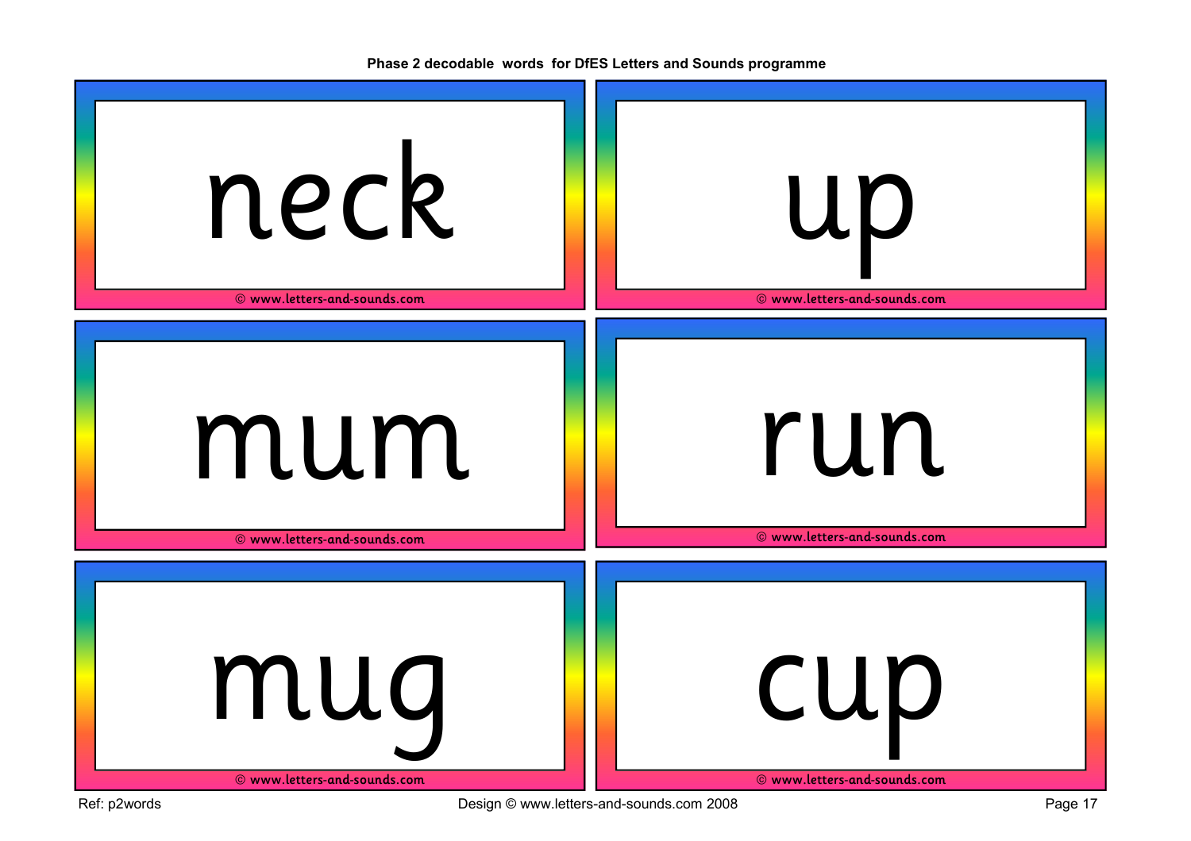Phase 2 decodable words for DfES Letters and Sounds programme

neck

© www.letters-and-sounds.com

up

© www.letters-and-sounds.com

mum

© www.letters-and-sounds.com

run

© www.letters-and-sounds.com

mug

© www.letters-and-sounds.com

cup

© www.letters-and-sounds.com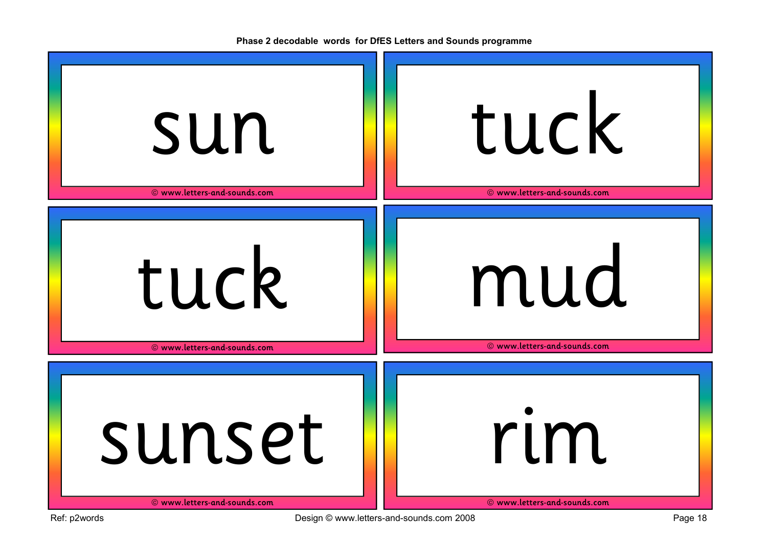Phase 2 decodable words for DfES Letters and Sounds programme

sun

© www.letters-and-sounds.com

tuck

© www.letters-and-sounds.com

tuck

© www.letters-and-sounds.com

mud

© www.letters-and-sounds.com

sunset

© www.letters-and-sounds.com

rim

© www.letters-and-sounds.com

Ref: p2words

Design © www.letters-and-sounds.com 2008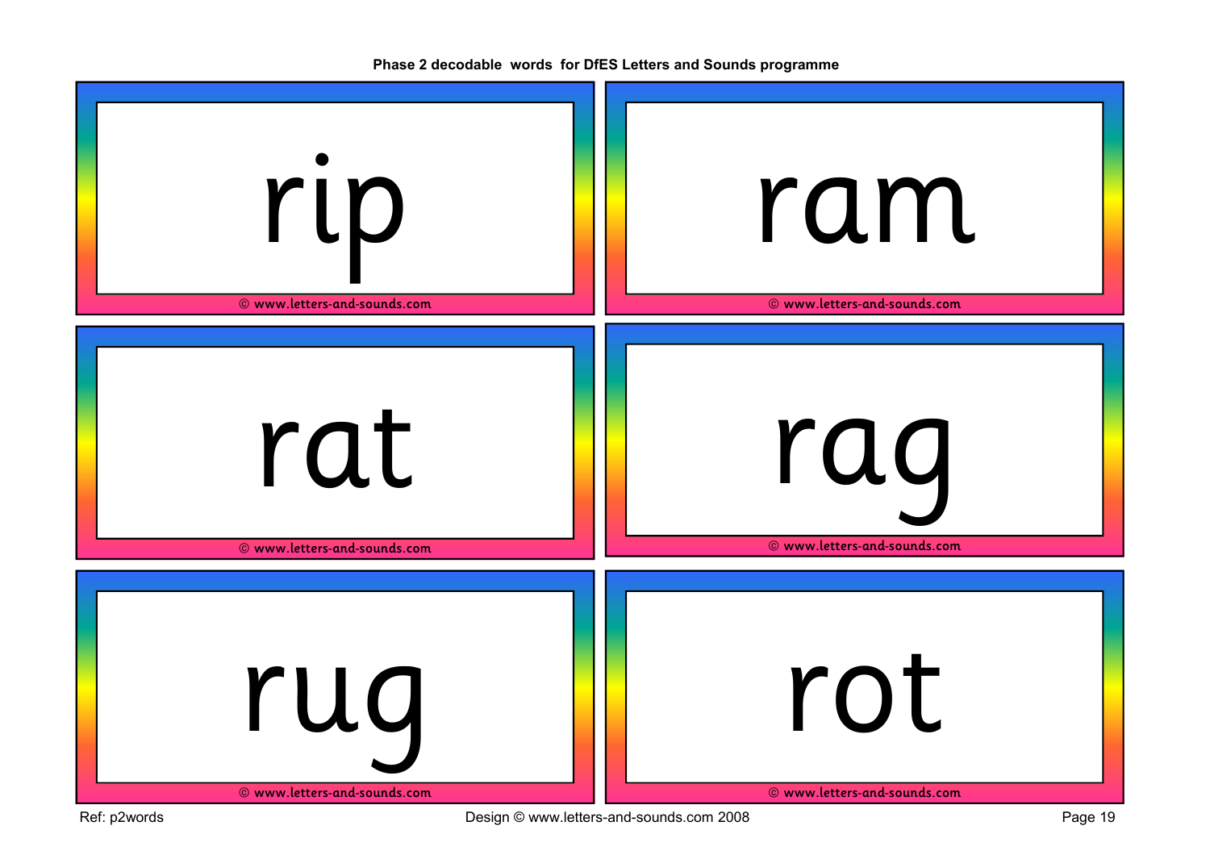**Phase 2 decodable words for DfES Letters and Sounds programme**

rip

© www.letters-and-sounds.com

ram

© www.letters-and-sounds.com

rat

© www.letters-and-sounds.com

rag

© www.letters-and-sounds.com

rug

© www.letters-and-sounds.com

rot

© www.letters-and-sounds.com

Ref: p2words

Design © www.letters-and-sounds.com 2008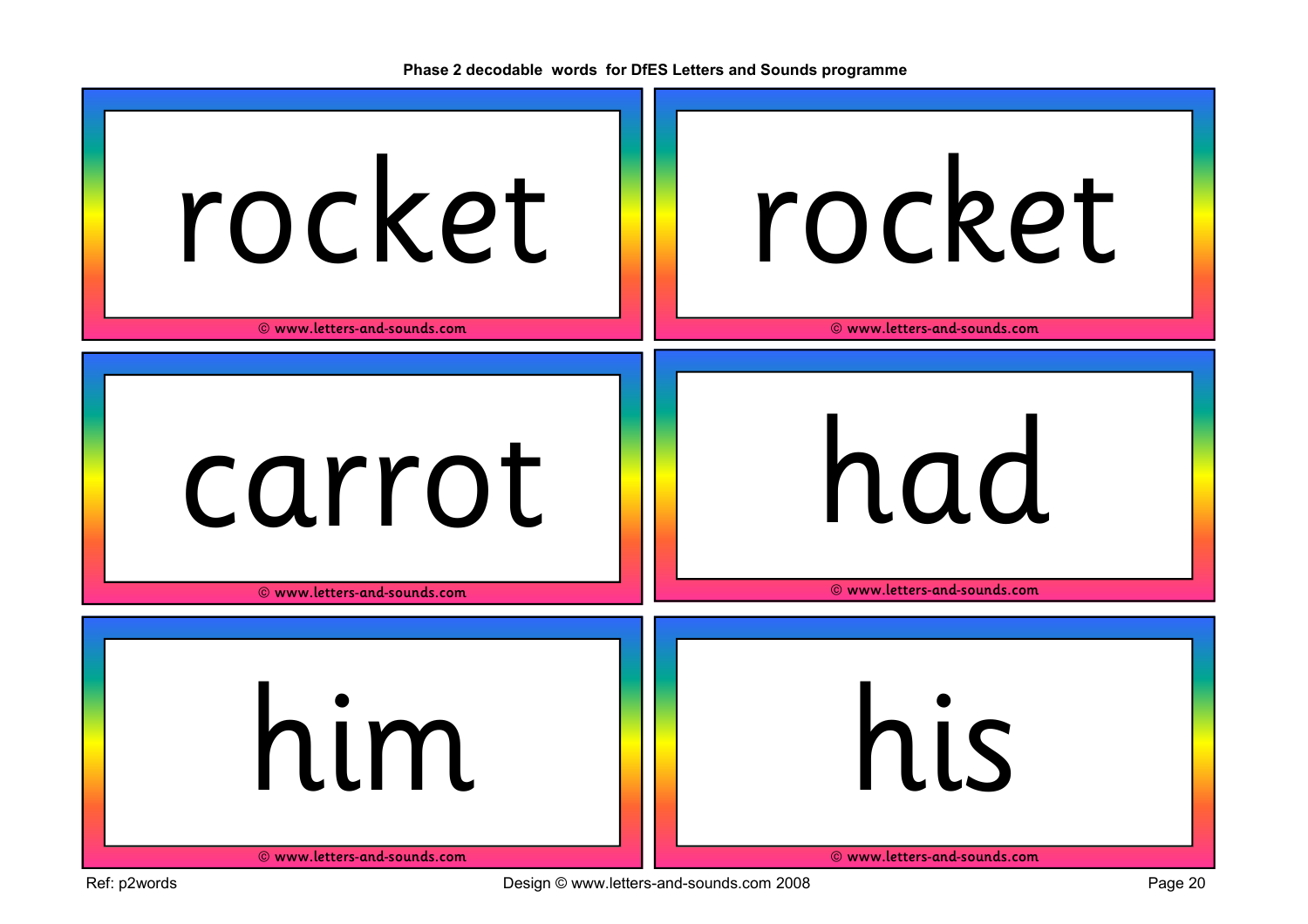**Phase 2 decodable words for DfES Letters and Sounds programme**

rocket

© www.letters-and-sounds.com

rocket

© www.letters-and-sounds.com

carrot

© www.letters-and-sounds.com

had

© www.letters-and-sounds.com

him

© www.letters-and-sounds.com

his

© www.letters-and-sounds.com

Ref: p2words

Design © www.letters-and-sounds.com 2008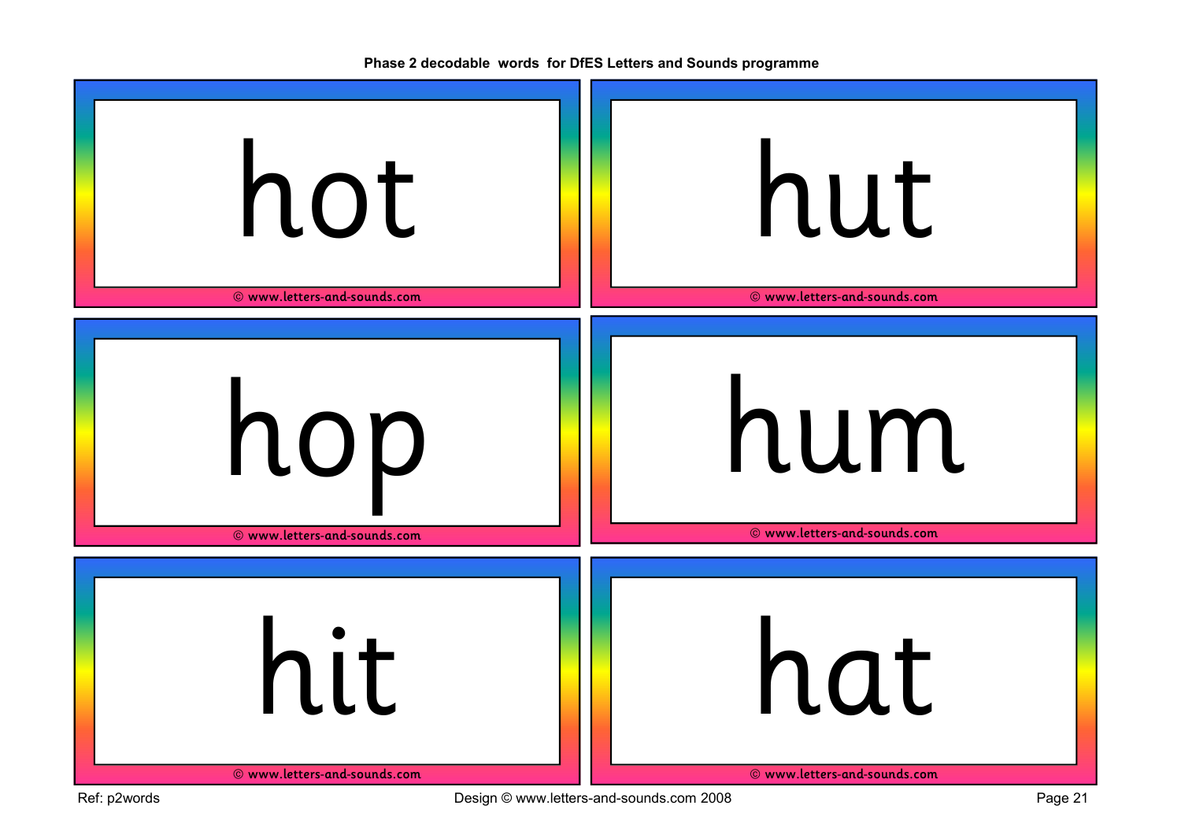Phase 2 decodable words for DfES Letters and Sounds programme

hot

© www.letters-and-sounds.com

hut

© www.letters-and-sounds.com

hop

© www.letters-and-sounds.com

hum

© www.letters-and-sounds.com

hit

© www.letters-and-sounds.com

hat

© www.letters-and-sounds.com

Ref: p2words

Design © www.letters-and-sounds.com 2008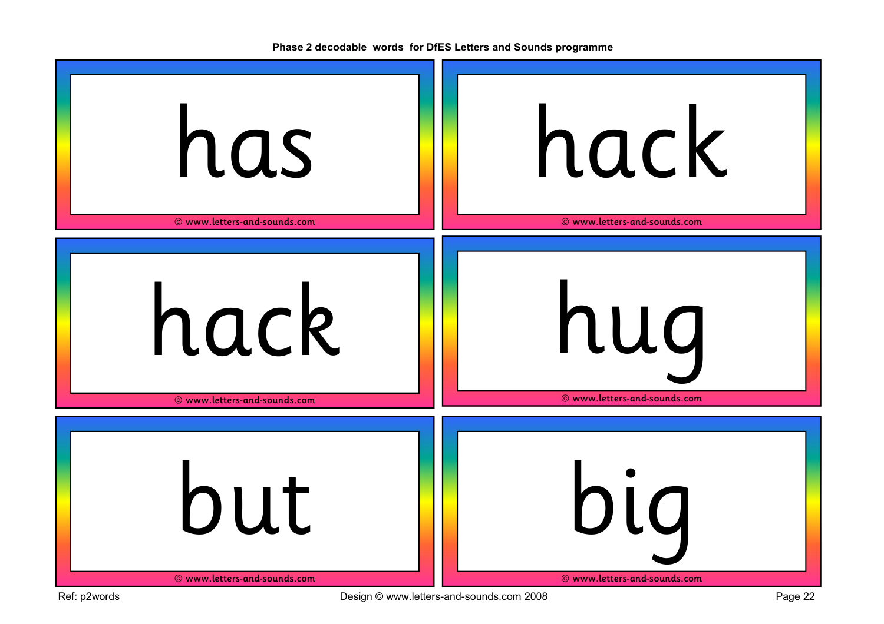**Phase 2 decodable words for DfES Letters and Sounds programme**

has

© www.letters-and-sounds.com

hack

© www.letters-and-sounds.com

hack

© www.letters-and-sounds.com

hug

© www.letters-and-sounds.com

but

© www.letters-and-sounds.com

big

© www.letters-and-sounds.com

Ref: p2words

Design © www.letters-and-sounds.com 2008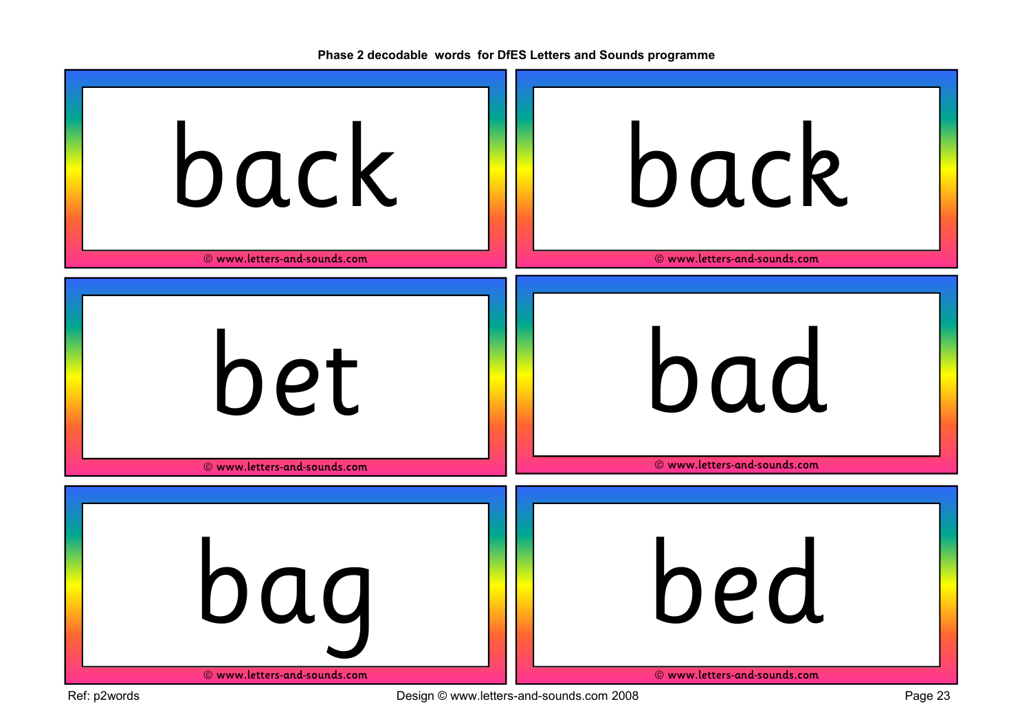Phase 2 decodable words for DfES Letters and Sounds programme

back

© www.letters-and-sounds.com

back

© www.letters-and-sounds.com

bet

© www.letters-and-sounds.com

bad

© www.letters-and-sounds.com

bag

© www.letters-and-sounds.com

bed

© www.letters-and-sounds.com

Ref: p2words

Design © www.letters-and-sounds.com 2008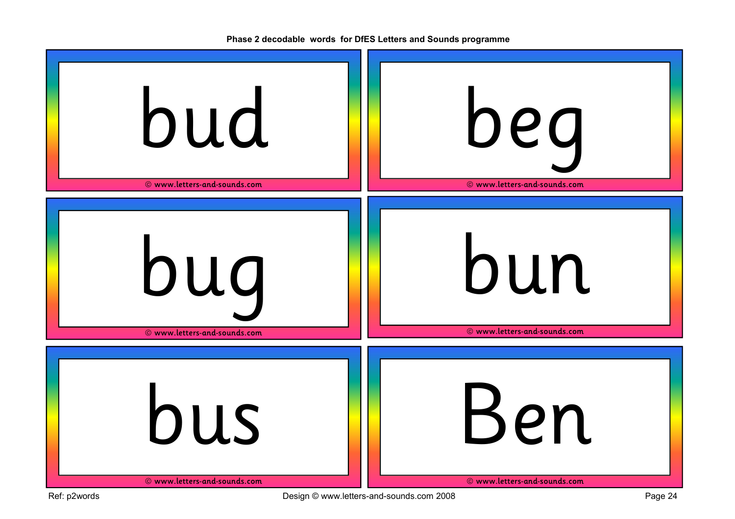Phase 2 decodable words for DfES Letters and Sounds programme

bud

© www.letters-and-sounds.com

beg

© www.letters-and-sounds.com

bug

© www.letters-and-sounds.com

bun

© www.letters-and-sounds.com

bus

© www.letters-and-sounds.com

Ben

© www.letters-and-sounds.com

Ref: p2words

Design © www.letters-and-sounds.com 2008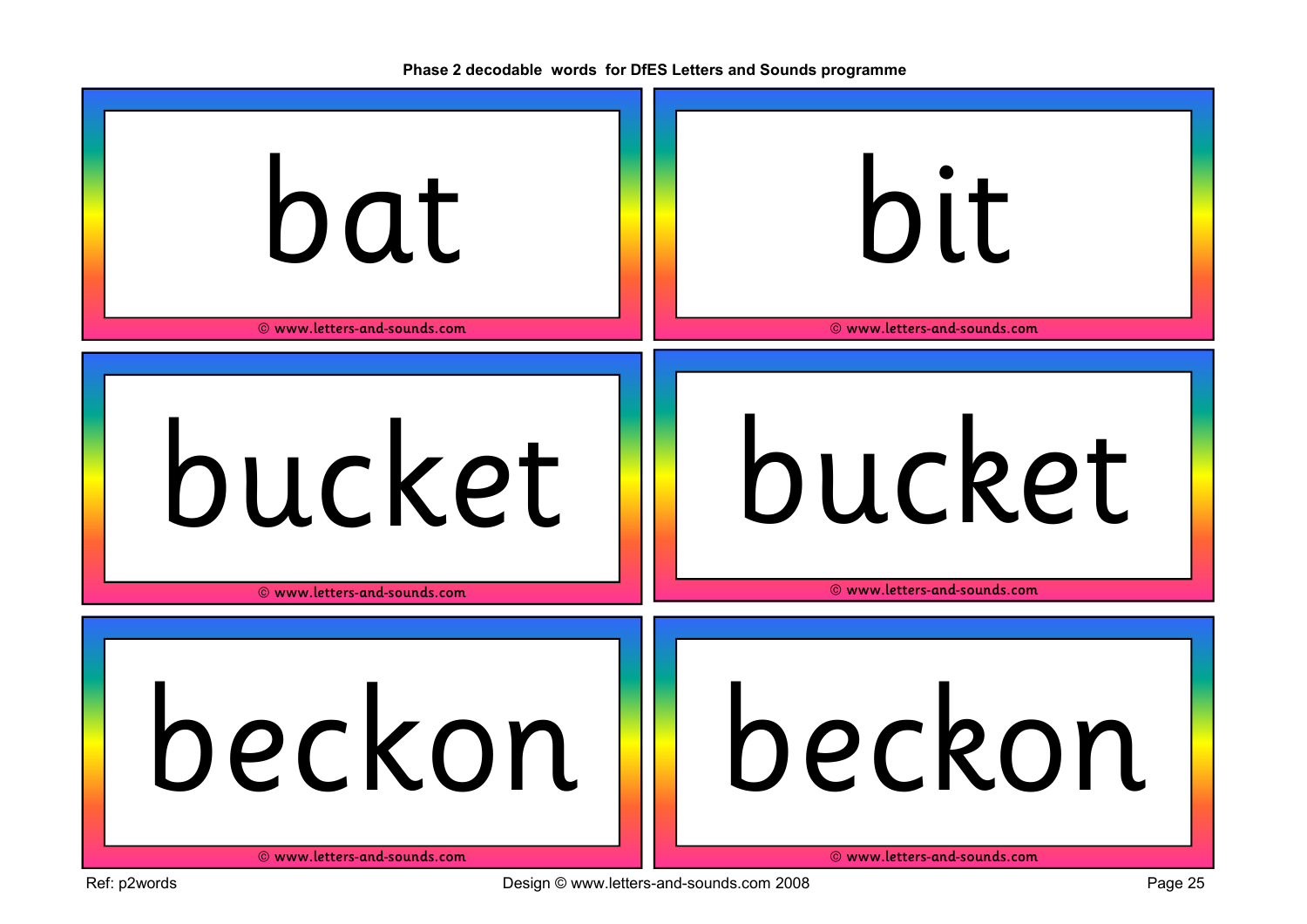**Phase 2 decodable words for DfES Letters and Sounds programme**

| | |
|---|---|
| bat | bit |
| bucket | bucket |
| beckon | beckon |

© www.letters-and-sounds.com

Ref: p2words

Design © www.letters-and-sounds.com 2008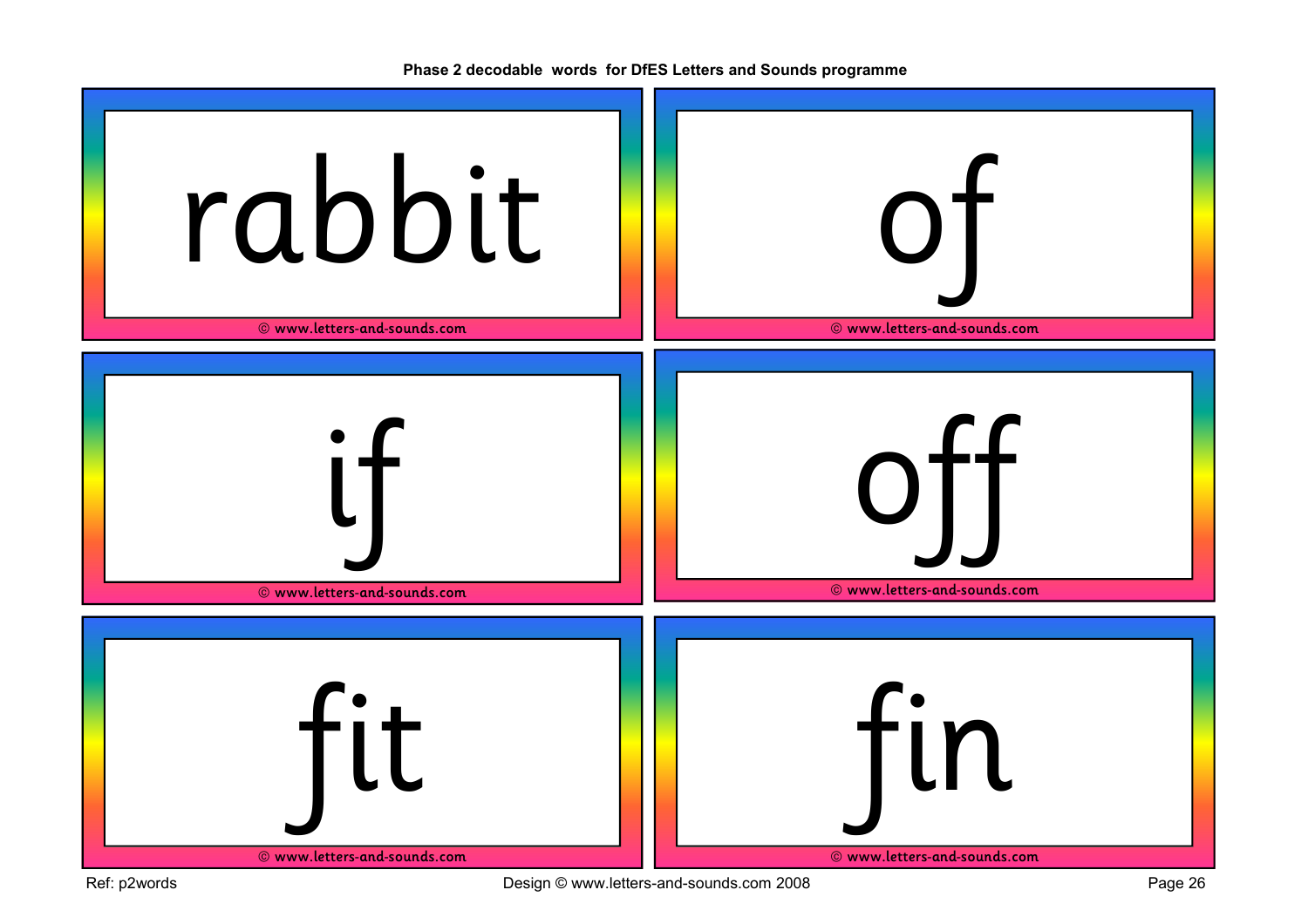**Phase 2 decodable words for DfES Letters and Sounds programme**

rabbit

© www.letters-and-sounds.com

of

© www.letters-and-sounds.com

if

© www.letters-and-sounds.com

off

© www.letters-and-sounds.com

fit

© www.letters-and-sounds.com

fin

© www.letters-and-sounds.com

Ref: p2words

Design © www.letters-and-sounds.com 2008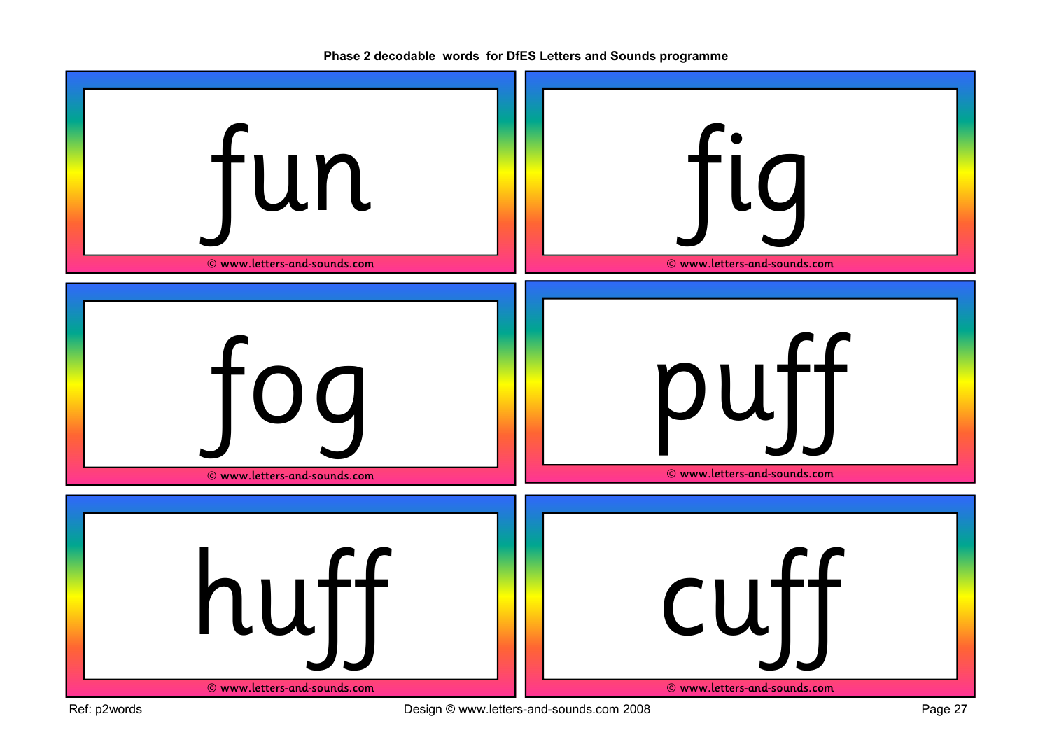Phase 2 decodable words for DfES Letters and Sounds programme

fun

© www.letters-and-sounds.com

fig

© www.letters-and-sounds.com

fog

© www.letters-and-sounds.com

puff

© www.letters-and-sounds.com

huff

© www.letters-and-sounds.com

cuff

© www.letters-and-sounds.com

Ref: p2words

Design © www.letters-and-sounds.com 2008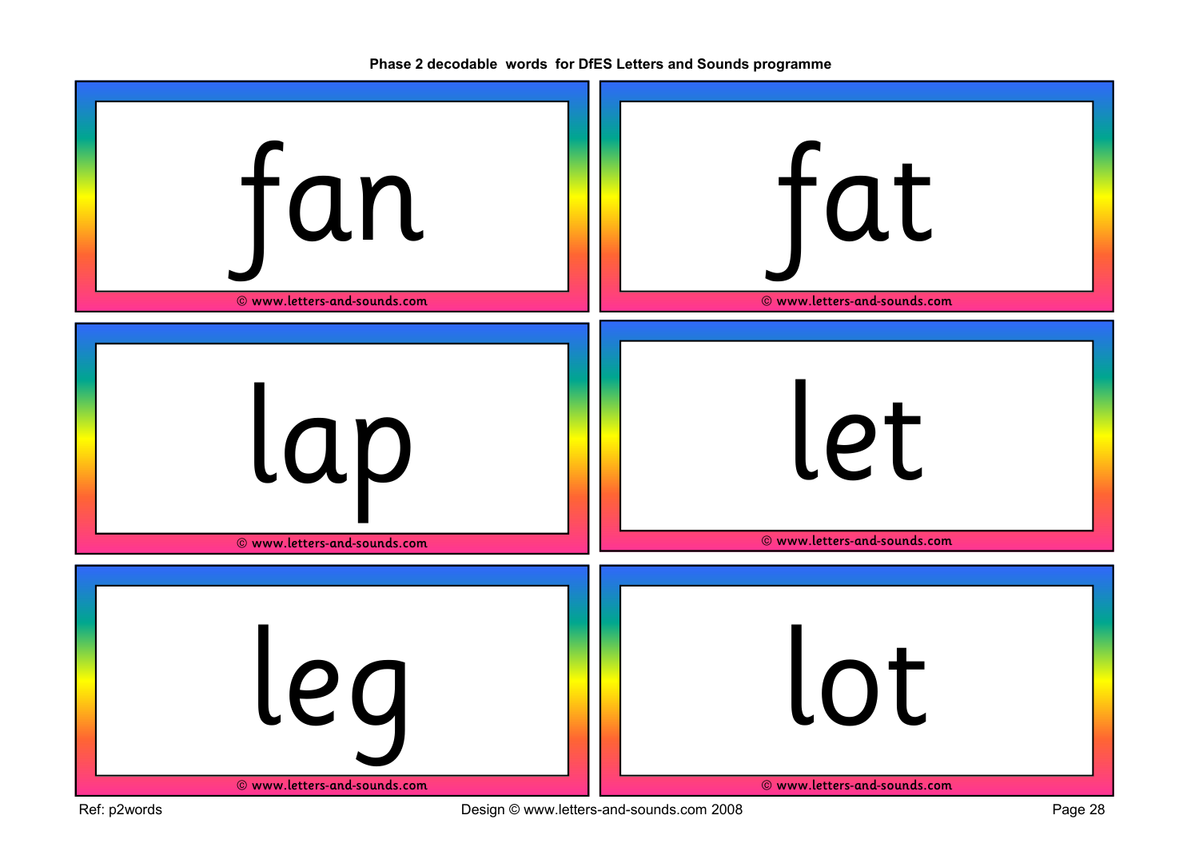**Phase 2 decodable words for DfES Letters and Sounds programme**

# fan

© www.letters-and-sounds.com

# fat

© www.letters-and-sounds.com

# lap

© www.letters-and-sounds.com

# let

© www.letters-and-sounds.com

# leg

© www.letters-and-sounds.com

# lot

© www.letters-and-sounds.com

Ref: p2words

Design © www.letters-and-sounds.com 2008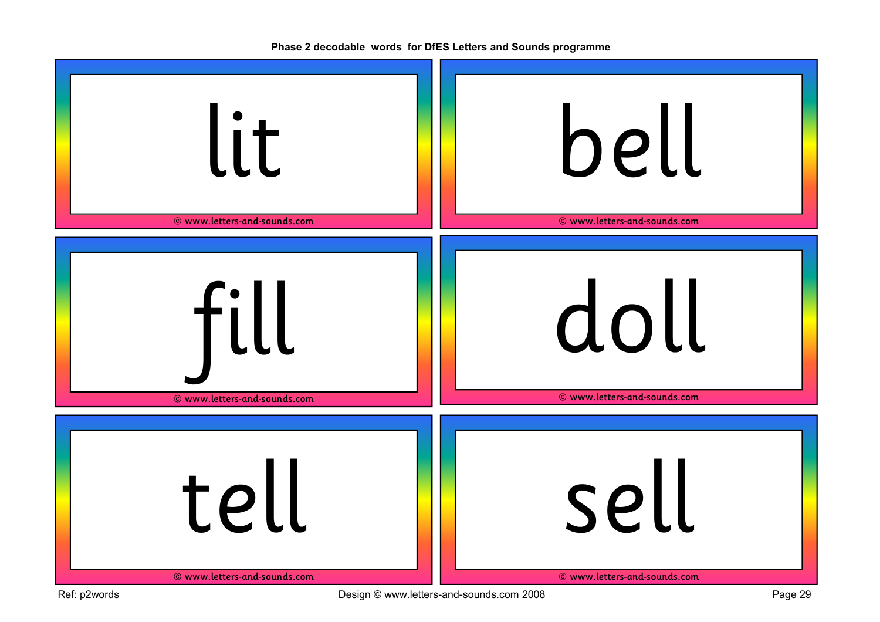**Phase 2 decodable words for DfES Letters and Sounds programme**

lit

© www.letters-and-sounds.com

bell

© www.letters-and-sounds.com

fill

© www.letters-and-sounds.com

doll

© www.letters-and-sounds.com

tell

© www.letters-and-sounds.com

sell

© www.letters-and-sounds.com

Ref: p2words

Design © www.letters-and-sounds.com 2008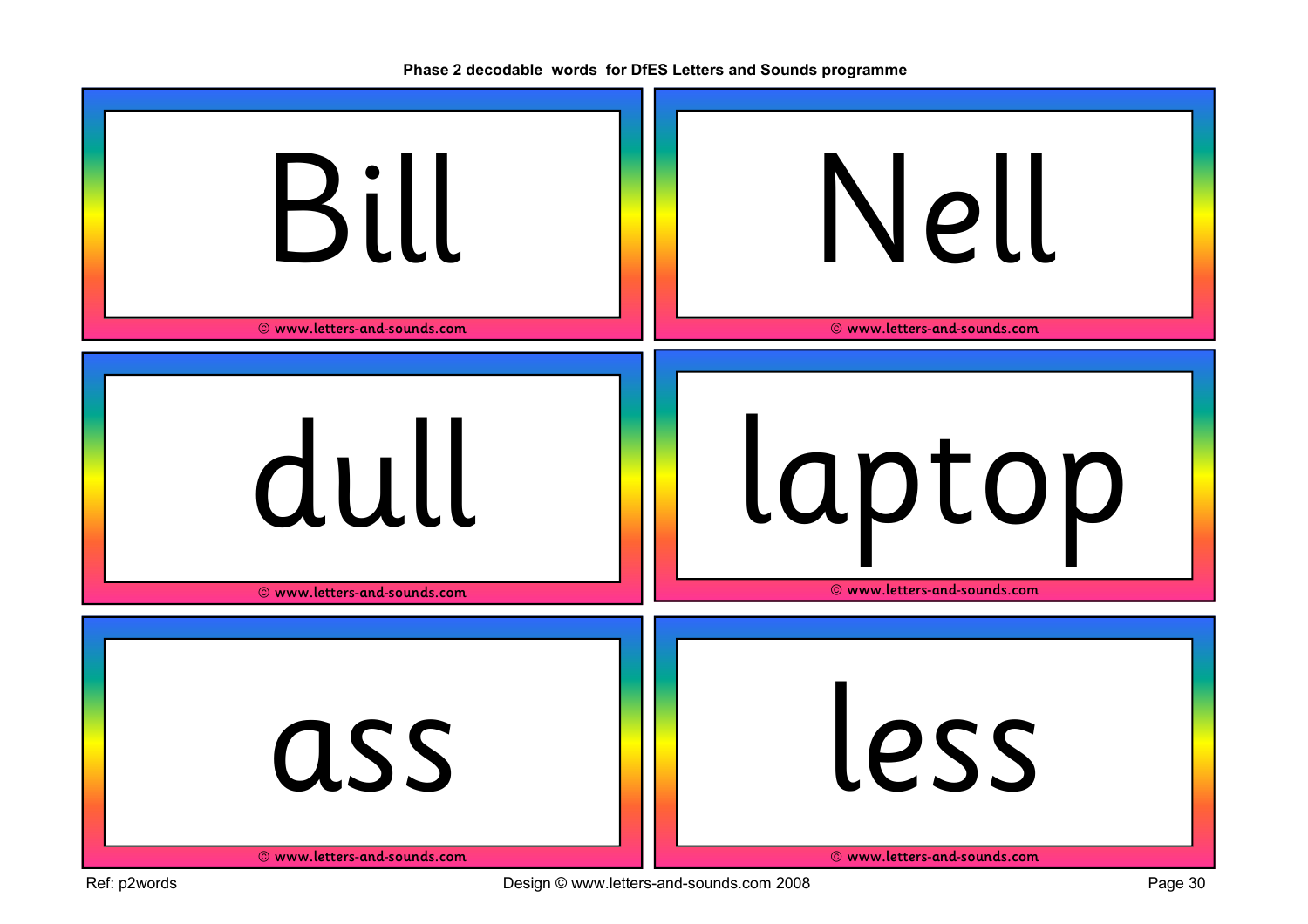Phase 2 decodable words for DfES Letters and Sounds programme

Bill

© www.letters-and-sounds.com

Nell

© www.letters-and-sounds.com

dull

© www.letters-and-sounds.com

laptop

© www.letters-and-sounds.com

ass

© www.letters-and-sounds.com

less

© www.letters-and-sounds.com

Ref: p2words

Design © www.letters-and-sounds.com 2008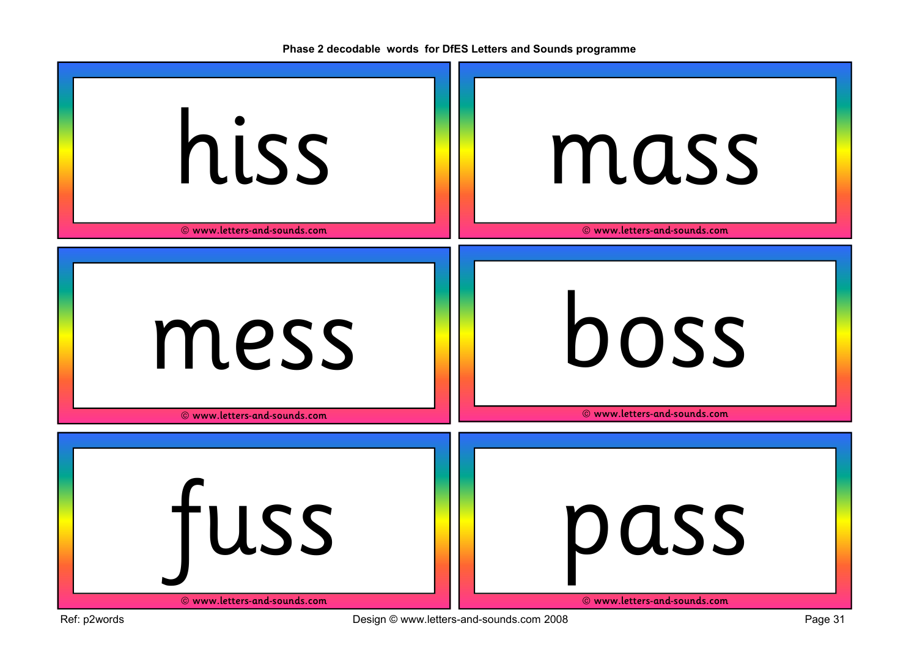**Phase 2 decodable words for DfES Letters and Sounds programme**

hiss

© www.letters-and-sounds.com

mass

© www.letters-and-sounds.com

mess

© www.letters-and-sounds.com

boss

© www.letters-and-sounds.com

fuss

© www.letters-and-sounds.com

pass

© www.letters-and-sounds.com

Ref: p2words

Design © www.letters-and-sounds.com 2008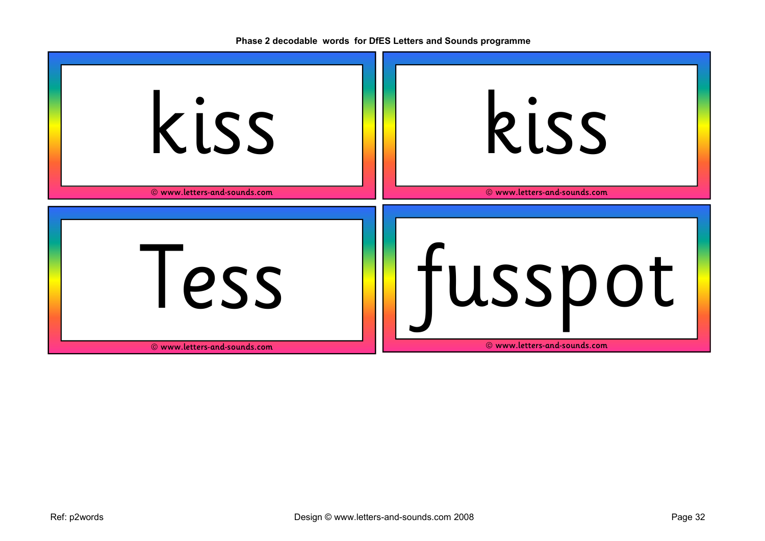**Phase 2 decodable words for DfES Letters and Sounds programme**

kiss

© www.letters-and-sounds.com

kiss

© www.letters-and-sounds.com

Tess

© www.letters-and-sounds.com

fusspot

© www.letters-and-sounds.com

Ref: p2words

Design © www.letters-and-sounds.com 2008